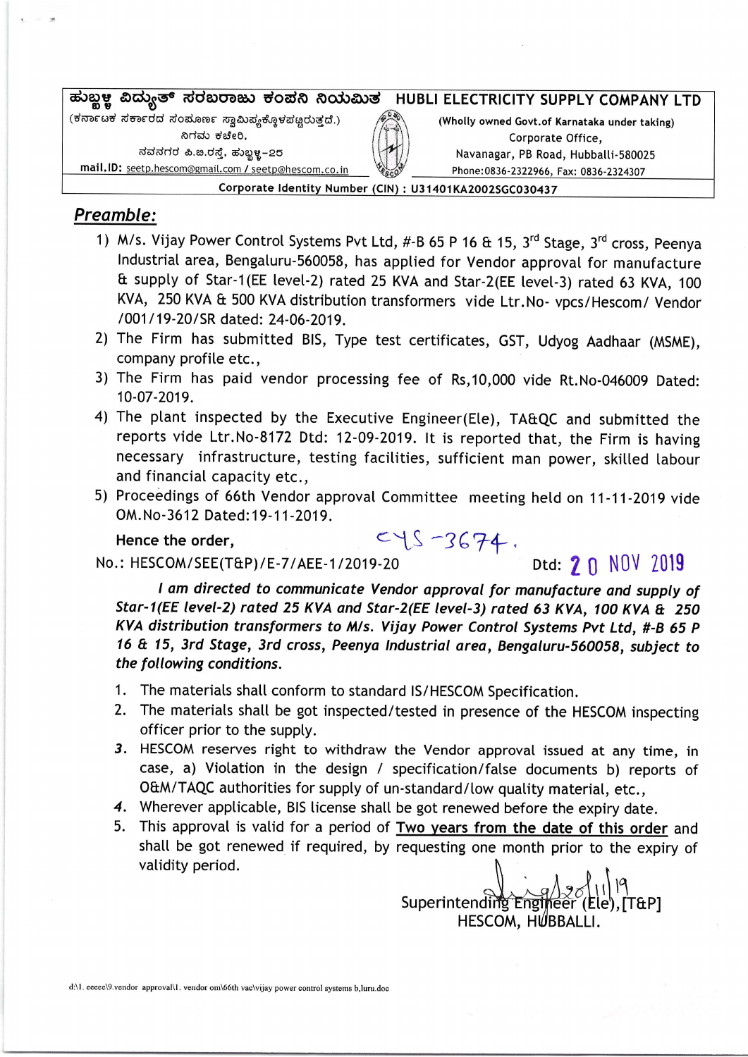ಹುಬ್ಬಳ್ಳಿ ವಿದ್ಯುತ್ ಸರಬರಾಜು ಕಂಪನಿ ನಿಯಮಿತ — HUBLI ELECTRICITY SUPPLY COMPANY LTD

(ಕರ್ನಾಟಕ ಸರ್ಕಾರದ ಸಂಪೂರ್ಣ ಸ್ವಾಮಿತ್ವಕ್ಕೊಳಪಟ್ಟಿರುತ್ತದೆ.)
ನಿಗಮ ಕಚೇರಿ,
ನವನಗರ ಪಿ.ಬಿ.ರಸ್ತೆ, ಹುಬ್ಬಳ್ಳಿ-25
mail.ID: seetp.hescom@gmail.com / seetp@hescom.co.in

(Wholly owned Govt.of Karnataka under taking)
Corporate Office,
Navanagar, PB Road, Hubballi-580025
Phone:0836-2322966, Fax: 0836-2324307

Corporate Identity Number (CIN) : U31401KA2002SGC030437

## Preamble:

1) M/s. Vijay Power Control Systems Pvt Ltd, #-B 65 P 16 & 15, 3rd Stage, 3rd cross, Peenya Industrial area, Bengaluru-560058, has applied for Vendor approval for manufacture & supply of Star-1(EE level-2) rated 25 KVA and Star-2(EE level-3) rated 63 KVA, 100 KVA, 250 KVA & 500 KVA distribution transformers vide Ltr.No- vpcs/Hescom/ Vendor /001/19-20/SR dated: 24-06-2019.
2) The Firm has submitted BIS, Type test certificates, GST, Udyog Aadhaar (MSME), company profile etc.,
3) The Firm has paid vendor processing fee of Rs,10,000 vide Rt.No-046009 Dated: 10-07-2019.
4) The plant inspected by the Executive Engineer(Ele), TA&QC and submitted the reports vide Ltr.No-8172 Dtd: 12-09-2019. It is reported that, the Firm is having necessary infrastructure, testing facilities, sufficient man power, skilled labour and financial capacity etc.,
5) Proceedings of 66th Vendor approval Committee meeting held on 11-11-2019 vide OM.No-3612 Dated:19-11-2019.

**Hence the order,** CYS-3674.

No.: HESCOM/SEE(T&P)/E-7/AEE-1/2019-20 Dtd: 20 NOV 2019

*I am directed to communicate Vendor approval for manufacture and supply of Star-1(EE level-2) rated 25 KVA and Star-2(EE level-3) rated 63 KVA, 100 KVA & 250 KVA distribution transformers to M/s. Vijay Power Control Systems Pvt Ltd, #-B 65 P 16 & 15, 3rd Stage, 3rd cross, Peenya Industrial area, Bengaluru-560058, subject to the following conditions.*

1. The materials shall conform to standard IS/HESCOM Specification.
2. The materials shall be got inspected/tested in presence of the HESCOM inspecting officer prior to the supply.
3. HESCOM reserves right to withdraw the Vendor approval issued at any time, in case, a) Violation in the design / specification/false documents b) reports of O&M/TAQC authorities for supply of un-standard/low quality material, etc.,
4. Wherever applicable, BIS license shall be got renewed before the expiry date.
5. This approval is valid for a period of <u>Two years from the date of this order</u> and shall be got renewed if required, by requesting one month prior to the expiry of validity period.

20/11/19
Superintending Engineer (Ele),[T&P]
HESCOM, HUBBALLI.

d:\1. eeece\9.vendor approval\1. vendor om\66th vac\vijay power control systems b,luru.doc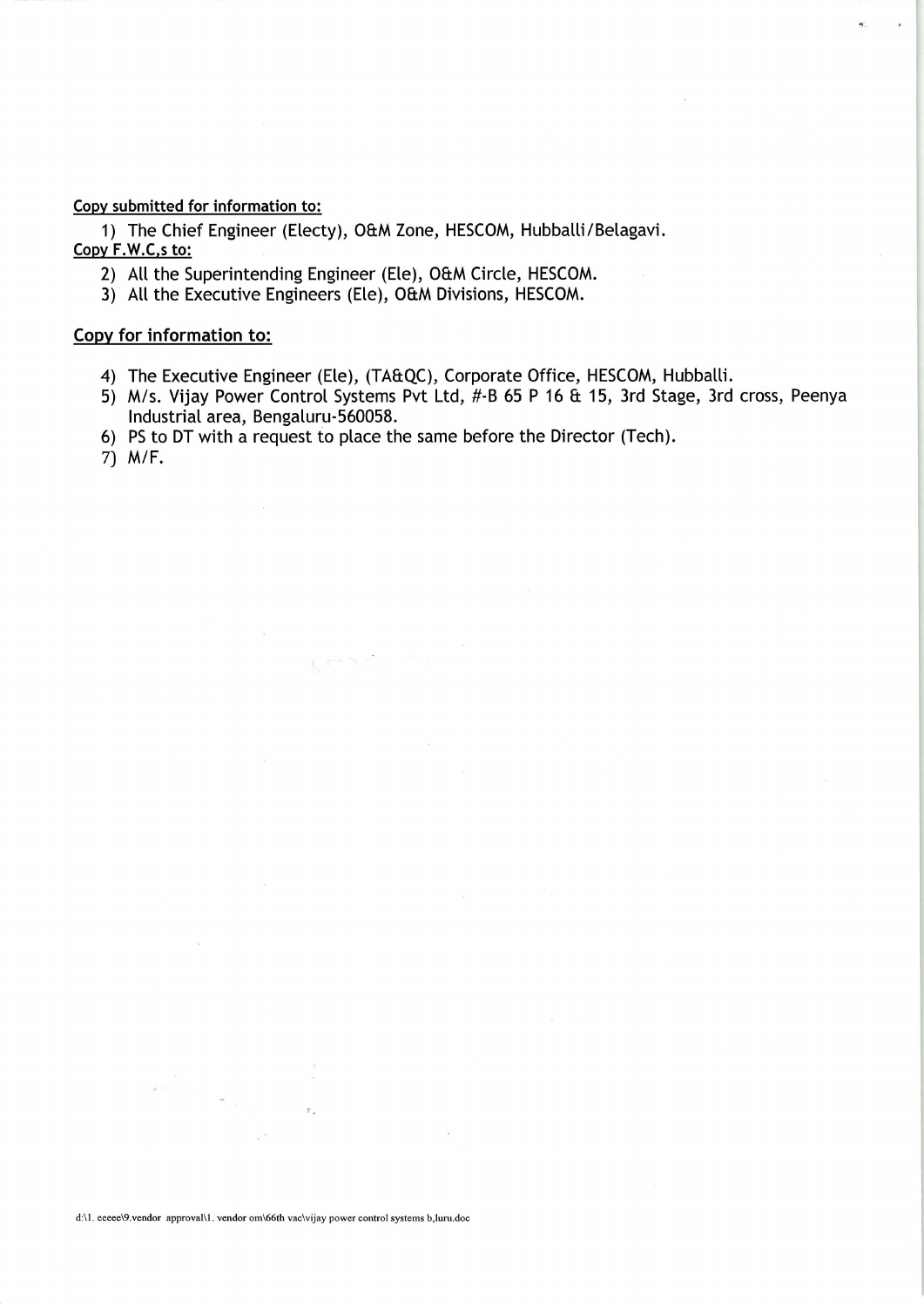<u>Copy submitted for information to:</u>

1) The Chief Engineer (Electy), O&M Zone, HESCOM, Hubballi/Belagavi.

<u>Copy F.W.C,s to:</u>

2) All the Superintending Engineer (Ele), O&M Circle, HESCOM.
3) All the Executive Engineers (Ele), O&M Divisions, HESCOM.

<u>Copy for information to:</u>

4) The Executive Engineer (Ele), (TA&QC), Corporate Office, HESCOM, Hubballi.
5) M/s. Vijay Power Control Systems Pvt Ltd, #-B 65 P 16 & 15, 3rd Stage, 3rd cross, Peenya Industrial area, Bengaluru-560058.
6) PS to DT with a request to place the same before the Director (Tech).
7) M/F.

d:\1. eeeee\9.vendor approval\1. vendor om\66th vac\vijay power control systems b,luru.doc